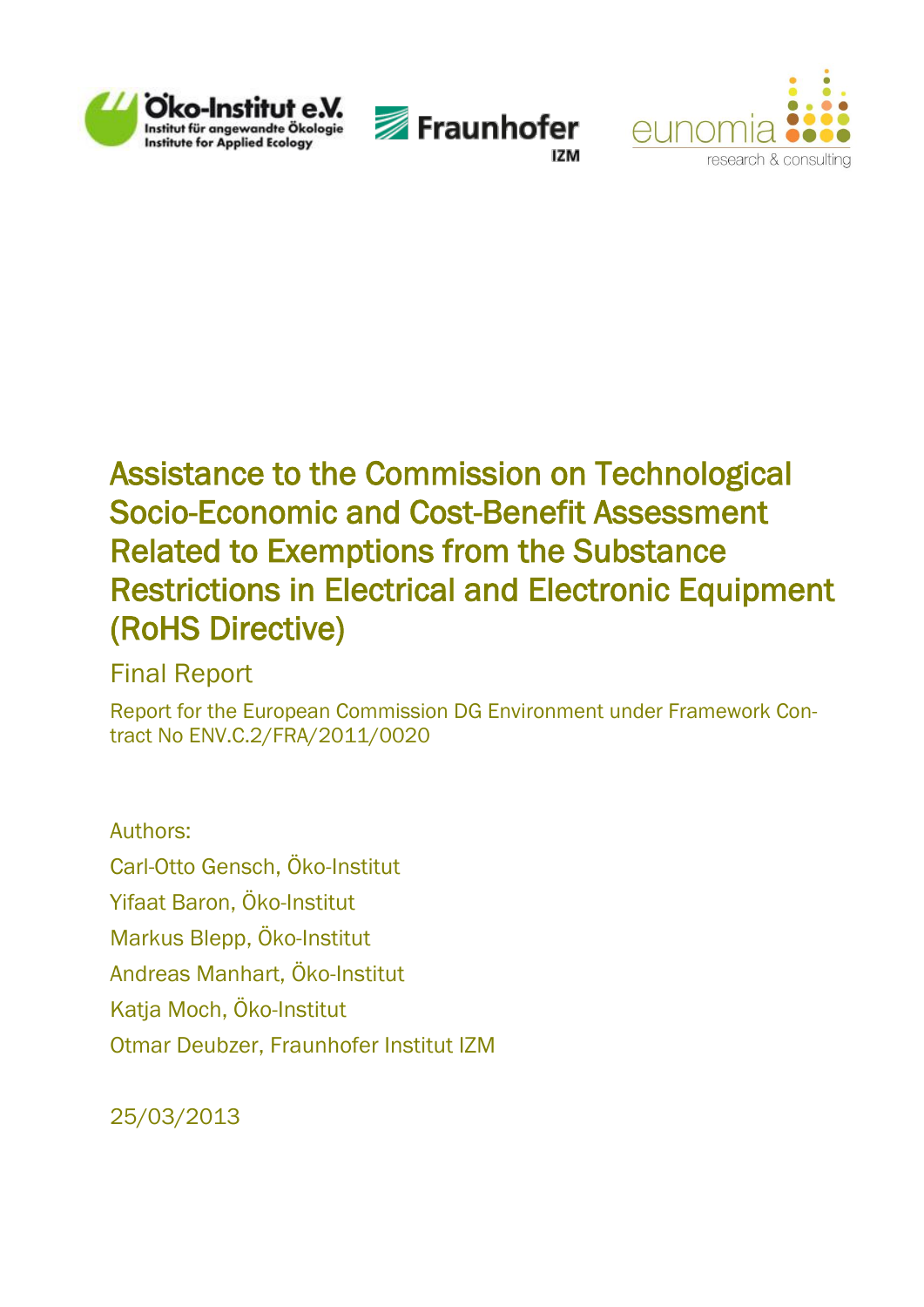Öko-Institut e.V.
Institut für angewandte Ökologie
Institute for Applied Ecology

Fraunhofer
IZM

eunomia
research & consulting

# Assistance to the Commission on Technological Socio-Economic and Cost-Benefit Assessment Related to Exemptions from the Substance Restrictions in Electrical and Electronic Equipment (RoHS Directive)

## Final Report

Report for the European Commission DG Environment under Framework Contract No ENV.C.2/FRA/2011/0020

Authors:

Carl-Otto Gensch, Öko-Institut

Yifaat Baron, Öko-Institut

Markus Blepp, Öko-Institut

Andreas Manhart, Öko-Institut

Katja Moch, Öko-Institut

Otmar Deubzer, Fraunhofer Institut IZM

25/03/2013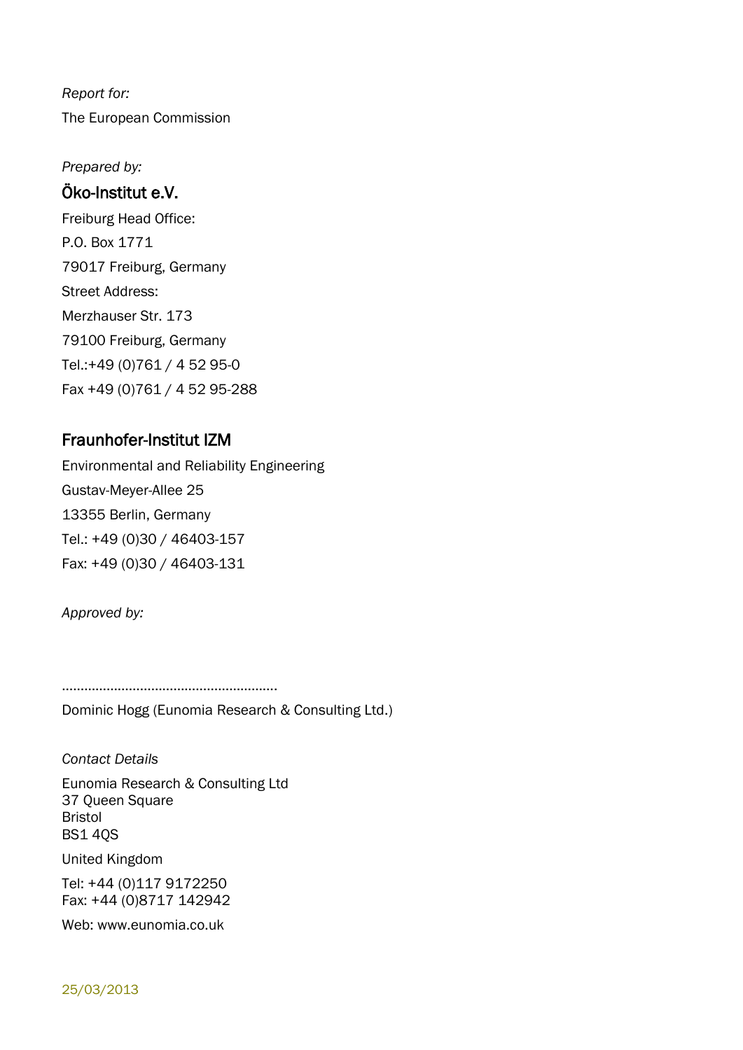*Report for:*

The European Commission

*Prepared by:*

## Öko-Institut e.V.

Freiburg Head Office:

P.O. Box 1771

79017 Freiburg, Germany

Street Address:

Merzhauser Str. 173

79100 Freiburg, Germany

Tel.:+49 (0)761 / 4 52 95-0

Fax +49 (0)761 / 4 52 95-288

## Fraunhofer-Institut IZM

Environmental and Reliability Engineering

Gustav-Meyer-Allee 25

13355 Berlin, Germany

Tel.: +49 (0)30 / 46403-157

Fax: +49 (0)30 / 46403-131

*Approved by:*

…………………………………………………

Dominic Hogg (Eunomia Research & Consulting Ltd.)

*Contact Details*

Eunomia Research & Consulting Ltd
37 Queen Square
Bristol
BS1 4QS

United Kingdom

Tel: +44 (0)117 9172250
Fax: +44 (0)8717 142942

Web: www.eunomia.co.uk

25/03/2013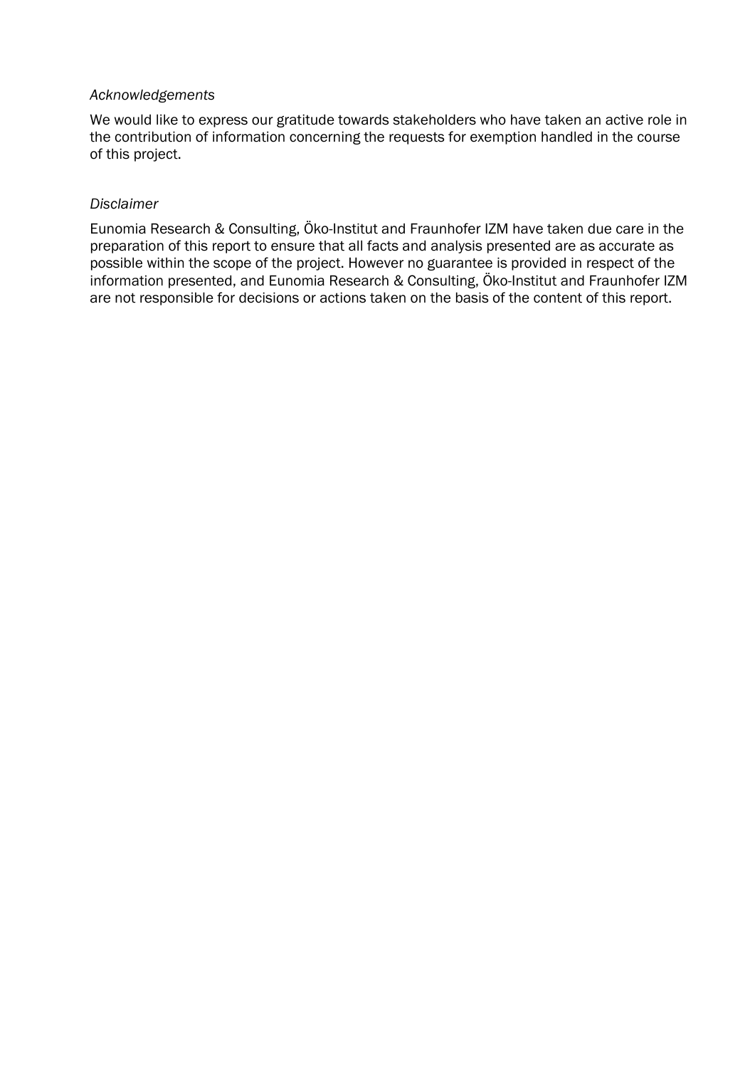*Acknowledgements*

We would like to express our gratitude towards stakeholders who have taken an active role in the contribution of information concerning the requests for exemption handled in the course of this project.

*Disclaimer*

Eunomia Research & Consulting, Öko-Institut and Fraunhofer IZM have taken due care in the preparation of this report to ensure that all facts and analysis presented are as accurate as possible within the scope of the project. However no guarantee is provided in respect of the information presented, and Eunomia Research & Consulting, Öko-Institut and Fraunhofer IZM are not responsible for decisions or actions taken on the basis of the content of this report.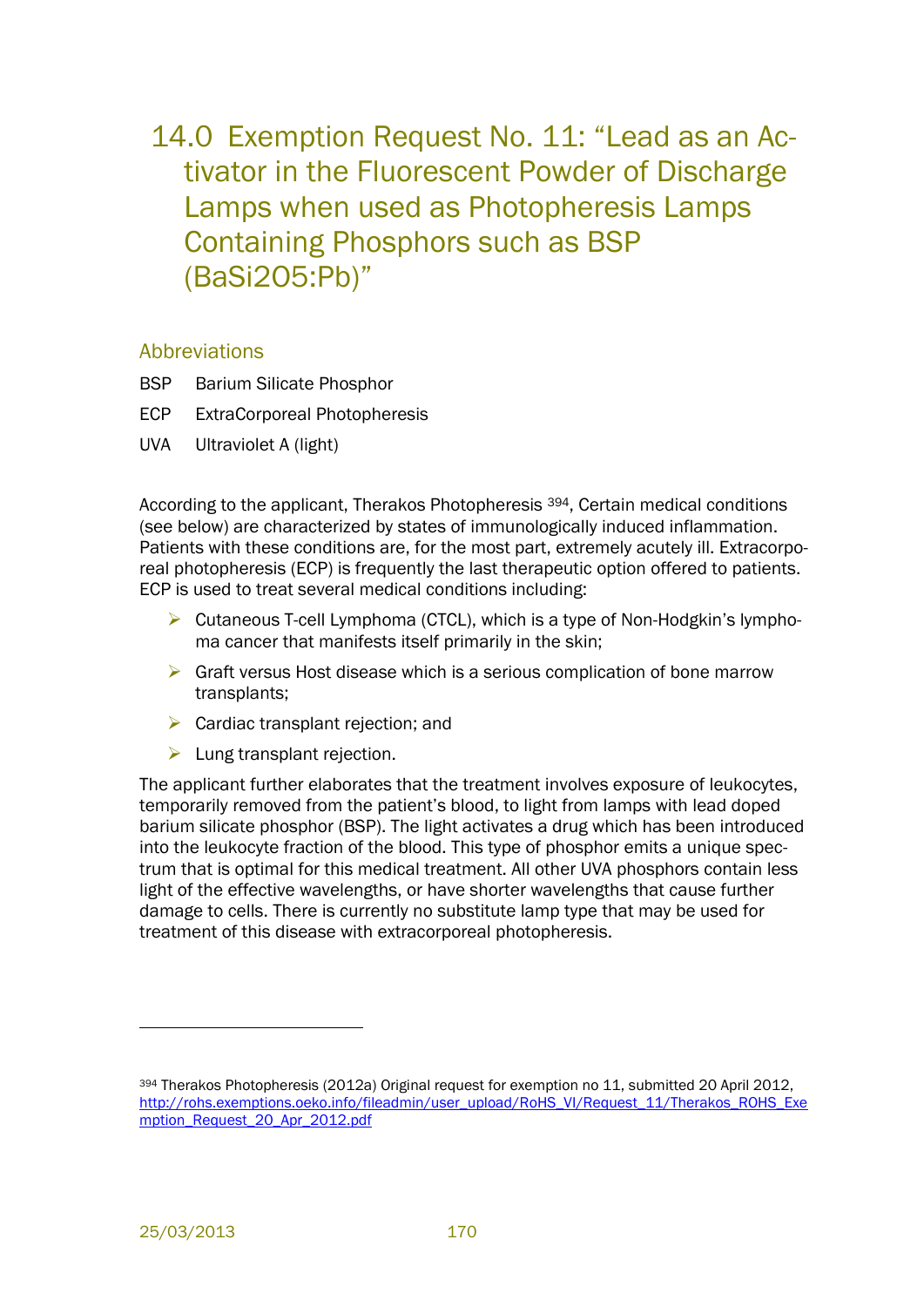# 14.0 Exemption Request No. 11: "Lead as an Activator in the Fluorescent Powder of Discharge Lamps when used as Photopheresis Lamps Containing Phosphors such as BSP ($BaSi_2O_5:Pb$)"

## Abbreviations

BSP Barium Silicate Phosphor

ECP ExtraCorporeal Photopheresis

UVA Ultraviolet A (light)

According to the applicant, Therakos Photopheresis [394], Certain medical conditions (see below) are characterized by states of immunologically induced inflammation. Patients with these conditions are, for the most part, extremely acutely ill. Extracorporeal photopheresis (ECP) is frequently the last therapeutic option offered to patients. ECP is used to treat several medical conditions including:

- Cutaneous T-cell Lymphoma (CTCL), which is a type of Non-Hodgkin's lymphoma cancer that manifests itself primarily in the skin;
- Graft versus Host disease which is a serious complication of bone marrow transplants;
- Cardiac transplant rejection; and
- Lung transplant rejection.

The applicant further elaborates that the treatment involves exposure of leukocytes, temporarily removed from the patient's blood, to light from lamps with lead doped barium silicate phosphor (BSP). The light activates a drug which has been introduced into the leukocyte fraction of the blood. This type of phosphor emits a unique spectrum that is optimal for this medical treatment. All other UVA phosphors contain less light of the effective wavelengths, or have shorter wavelengths that cause further damage to cells. There is currently no substitute lamp type that may be used for treatment of this disease with extracorporeal photopheresis.

---

[394] Therakos Photopheresis (2012a) Original request for exemption no 11, submitted 20 April 2012, http://rohs.exemptions.oeko.info/fileadmin/user_upload/RoHS_VI/Request_11/Therakos_ROHS_Exemption_Request_20_Apr_2012.pdf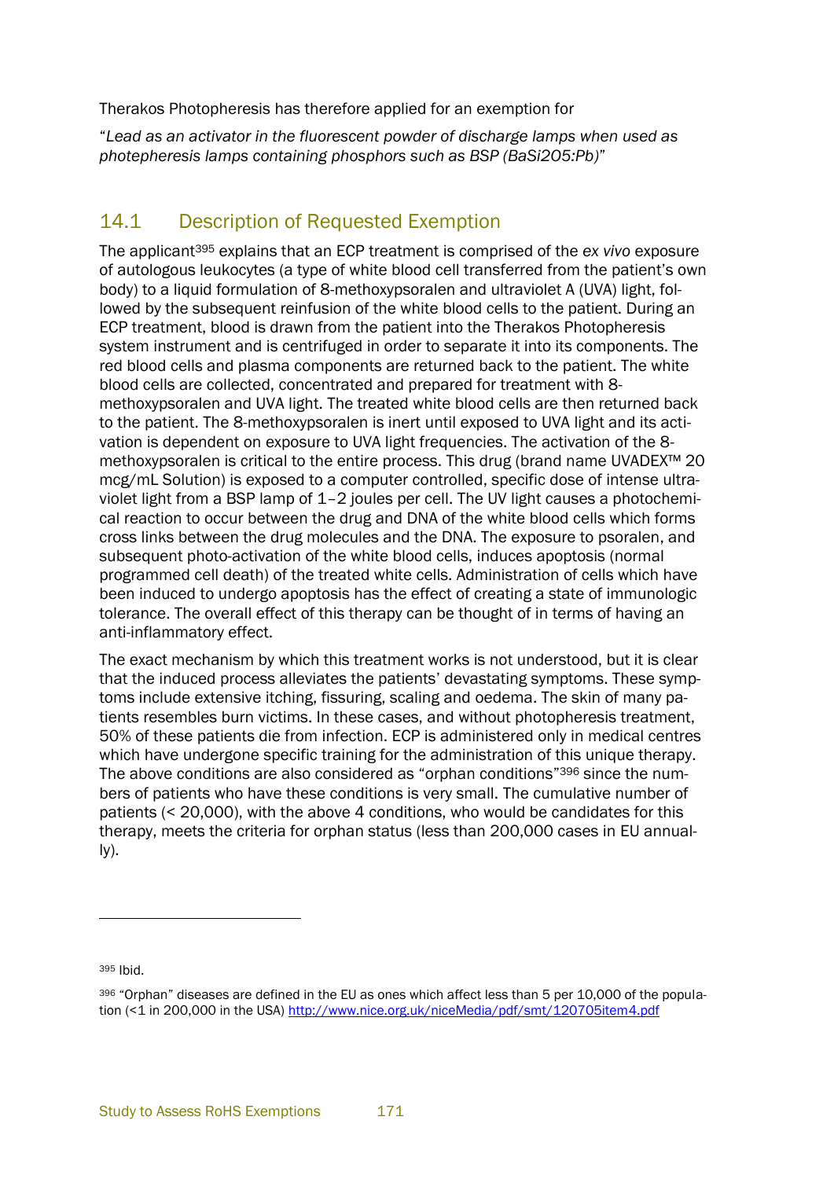Therakos Photopheresis has therefore applied for an exemption for

"*Lead as an activator in the fluorescent powder of discharge lamps when used as photepheresis lamps containing phosphors such as BSP ($BaSi_2O_5:Pb$)*"

## 14.1 Description of Requested Exemption

The applicant[395] explains that an ECP treatment is comprised of the *ex vivo* exposure of autologous leukocytes (a type of white blood cell transferred from the patient's own body) to a liquid formulation of 8-methoxypsoralen and ultraviolet A (UVA) light, followed by the subsequent reinfusion of the white blood cells to the patient. During an ECP treatment, blood is drawn from the patient into the Therakos Photopheresis system instrument and is centrifuged in order to separate it into its components. The red blood cells and plasma components are returned back to the patient. The white blood cells are collected, concentrated and prepared for treatment with 8-methoxypsoralen and UVA light. The treated white blood cells are then returned back to the patient. The 8-methoxypsoralen is inert until exposed to UVA light and its activation is dependent on exposure to UVA light frequencies. The activation of the 8-methoxypsoralen is critical to the entire process. This drug (brand name UVADEX™ 20 mcg/mL Solution) is exposed to a computer controlled, specific dose of intense ultraviolet light from a BSP lamp of 1–2 joules per cell. The UV light causes a photochemical reaction to occur between the drug and DNA of the white blood cells which forms cross links between the drug molecules and the DNA. The exposure to psoralen, and subsequent photo-activation of the white blood cells, induces apoptosis (normal programmed cell death) of the treated white cells. Administration of cells which have been induced to undergo apoptosis has the effect of creating a state of immunologic tolerance. The overall effect of this therapy can be thought of in terms of having an anti-inflammatory effect.

The exact mechanism by which this treatment works is not understood, but it is clear that the induced process alleviates the patients' devastating symptoms. These symptoms include extensive itching, fissuring, scaling and oedema. The skin of many patients resembles burn victims. In these cases, and without photopheresis treatment, 50% of these patients die from infection. ECP is administered only in medical centres which have undergone specific training for the administration of this unique therapy. The above conditions are also considered as "orphan conditions"[396] since the numbers of patients who have these conditions is very small. The cumulative number of patients (< 20,000), with the above 4 conditions, who would be candidates for this therapy, meets the criteria for orphan status (less than 200,000 cases in EU annually).

---

[395] Ibid.

[396] "Orphan" diseases are defined in the EU as ones which affect less than 5 per 10,000 of the population (<1 in 200,000 in the USA) http://www.nice.org.uk/niceMedia/pdf/smt/120705item4.pdf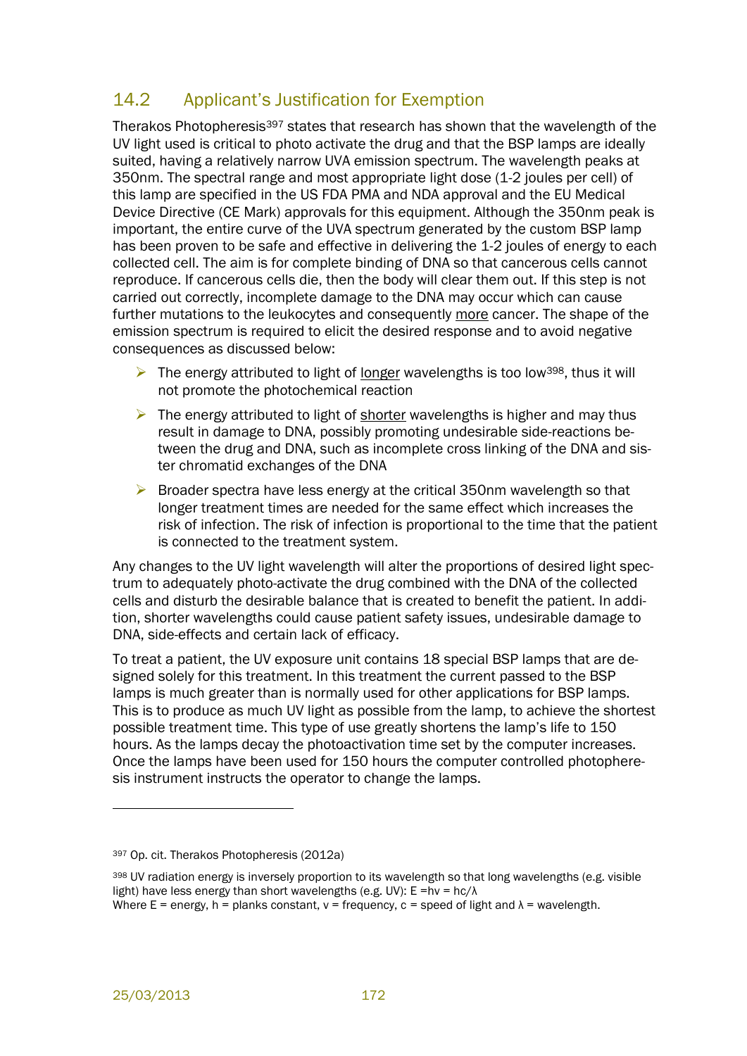## 14.2 Applicant's Justification for Exemption

Therakos Photopheresis[397] states that research has shown that the wavelength of the UV light used is critical to photo activate the drug and that the BSP lamps are ideally suited, having a relatively narrow UVA emission spectrum. The wavelength peaks at 350nm. The spectral range and most appropriate light dose (1-2 joules per cell) of this lamp are specified in the US FDA PMA and NDA approval and the EU Medical Device Directive (CE Mark) approvals for this equipment. Although the 350nm peak is important, the entire curve of the UVA spectrum generated by the custom BSP lamp has been proven to be safe and effective in delivering the 1-2 joules of energy to each collected cell. The aim is for complete binding of DNA so that cancerous cells cannot reproduce. If cancerous cells die, then the body will clear them out. If this step is not carried out correctly, incomplete damage to the DNA may occur which can cause further mutations to the leukocytes and consequently <u>more</u> cancer. The shape of the emission spectrum is required to elicit the desired response and to avoid negative consequences as discussed below:

- The energy attributed to light of <u>longer</u> wavelengths is too low[398], thus it will not promote the photochemical reaction
- The energy attributed to light of <u>shorter</u> wavelengths is higher and may thus result in damage to DNA, possibly promoting undesirable side-reactions between the drug and DNA, such as incomplete cross linking of the DNA and sister chromatid exchanges of the DNA
- Broader spectra have less energy at the critical 350nm wavelength so that longer treatment times are needed for the same effect which increases the risk of infection. The risk of infection is proportional to the time that the patient is connected to the treatment system.

Any changes to the UV light wavelength will alter the proportions of desired light spectrum to adequately photo-activate the drug combined with the DNA of the collected cells and disturb the desirable balance that is created to benefit the patient. In addition, shorter wavelengths could cause patient safety issues, undesirable damage to DNA, side-effects and certain lack of efficacy.

To treat a patient, the UV exposure unit contains 18 special BSP lamps that are designed solely for this treatment. In this treatment the current passed to the BSP lamps is much greater than is normally used for other applications for BSP lamps. This is to produce as much UV light as possible from the lamp, to achieve the shortest possible treatment time. This type of use greatly shortens the lamp's life to 150 hours. As the lamps decay the photoactivation time set by the computer increases. Once the lamps have been used for 150 hours the computer controlled photopheresis instrument instructs the operator to change the lamps.

---

[397] Op. cit. Therakos Photopheresis (2012a)

[398] UV radiation energy is inversely proportion to its wavelength so that long wavelengths (e.g. visible light) have less energy than short wavelengths (e.g. UV): $E = h\nu = hc/\lambda$
Where E = energy, h = planks constant, v = frequency, c = speed of light and λ = wavelength.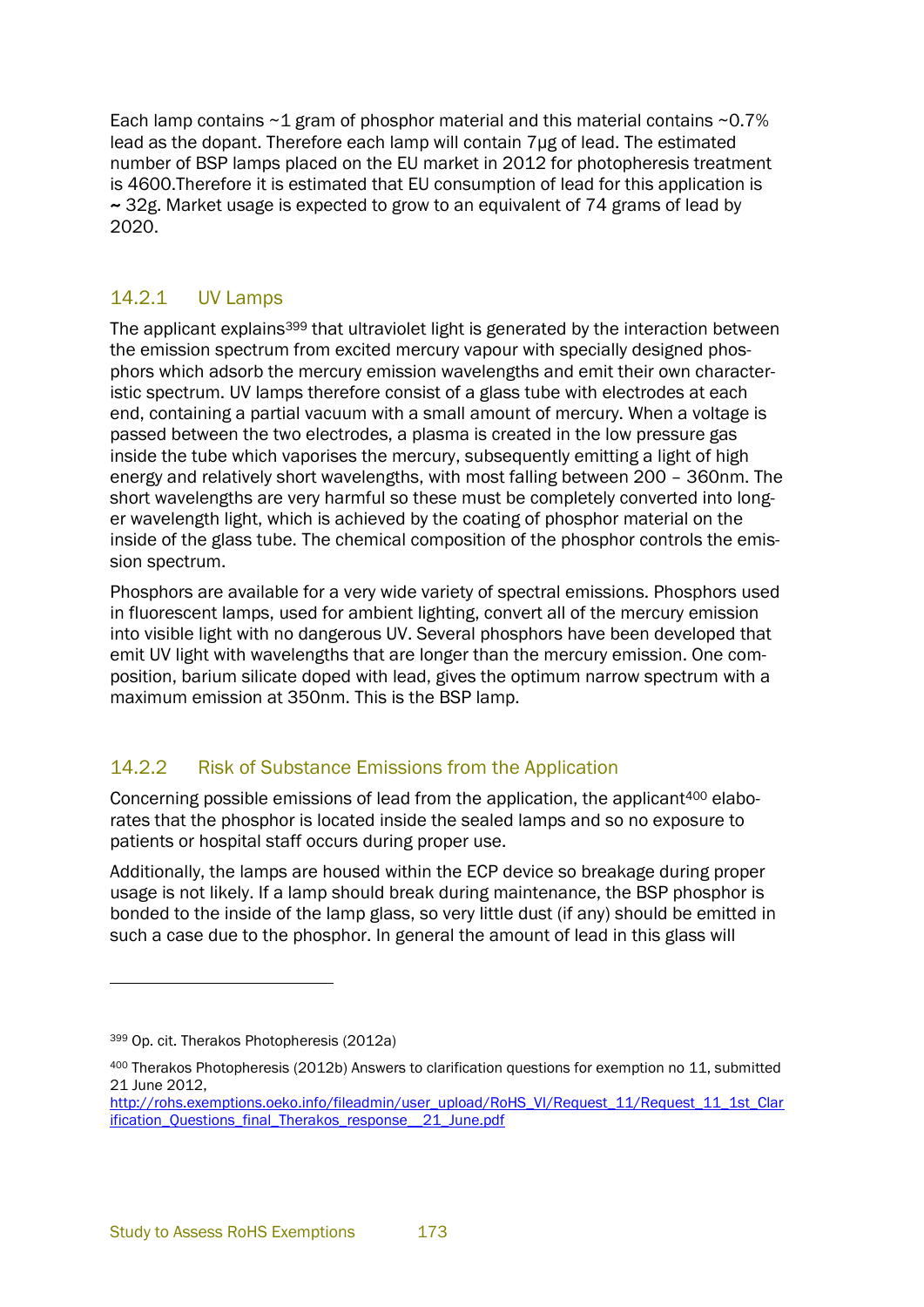Each lamp contains ~1 gram of phosphor material and this material contains ~0.7% lead as the dopant. Therefore each lamp will contain 7μg of lead. The estimated number of BSP lamps placed on the EU market in 2012 for photopheresis treatment is 4600.Therefore it is estimated that EU consumption of lead for this application is ~ 32g. Market usage is expected to grow to an equivalent of 74 grams of lead by 2020.

### 14.2.1 UV Lamps

The applicant explains[399] that ultraviolet light is generated by the interaction between the emission spectrum from excited mercury vapour with specially designed phosphors which adsorb the mercury emission wavelengths and emit their own characteristic spectrum. UV lamps therefore consist of a glass tube with electrodes at each end, containing a partial vacuum with a small amount of mercury. When a voltage is passed between the two electrodes, a plasma is created in the low pressure gas inside the tube which vaporises the mercury, subsequently emitting a light of high energy and relatively short wavelengths, with most falling between 200 – 360nm. The short wavelengths are very harmful so these must be completely converted into longer wavelength light, which is achieved by the coating of phosphor material on the inside of the glass tube. The chemical composition of the phosphor controls the emission spectrum.

Phosphors are available for a very wide variety of spectral emissions. Phosphors used in fluorescent lamps, used for ambient lighting, convert all of the mercury emission into visible light with no dangerous UV. Several phosphors have been developed that emit UV light with wavelengths that are longer than the mercury emission. One composition, barium silicate doped with lead, gives the optimum narrow spectrum with a maximum emission at 350nm. This is the BSP lamp.

### 14.2.2 Risk of Substance Emissions from the Application

Concerning possible emissions of lead from the application, the applicant[400] elaborates that the phosphor is located inside the sealed lamps and so no exposure to patients or hospital staff occurs during proper use.

Additionally, the lamps are housed within the ECP device so breakage during proper usage is not likely. If a lamp should break during maintenance, the BSP phosphor is bonded to the inside of the lamp glass, so very little dust (if any) should be emitted in such a case due to the phosphor. In general the amount of lead in this glass will

---

[399] Op. cit. Therakos Photopheresis (2012a)

[400] Therakos Photopheresis (2012b) Answers to clarification questions for exemption no 11, submitted 21 June 2012, http://rohs.exemptions.oeko.info/fileadmin/user_upload/RoHS_VI/Request_11/Request_11_1st_Clarification_Questions_final_Therakos_response__21_June.pdf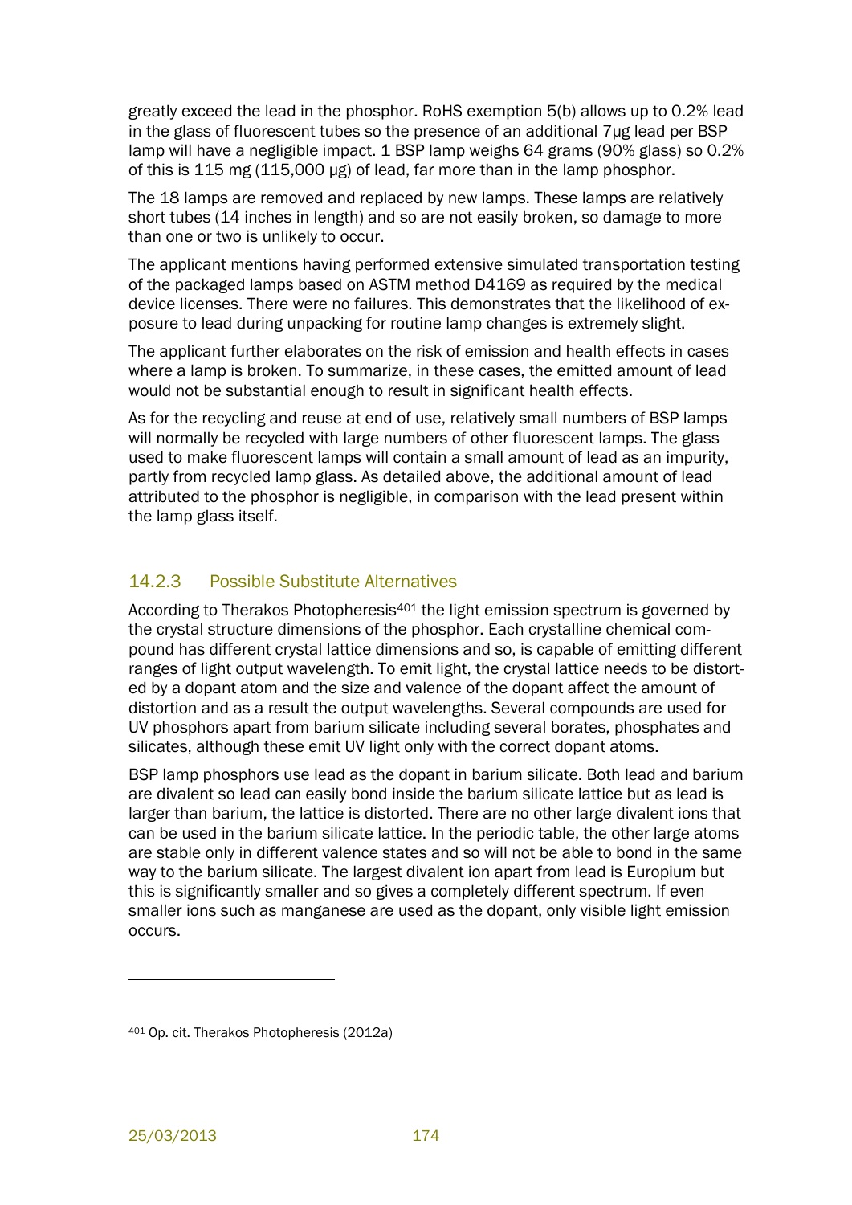greatly exceed the lead in the phosphor. RoHS exemption 5(b) allows up to 0.2% lead in the glass of fluorescent tubes so the presence of an additional 7µg lead per BSP lamp will have a negligible impact. 1 BSP lamp weighs 64 grams (90% glass) so 0.2% of this is 115 mg (115,000 µg) of lead, far more than in the lamp phosphor.

The 18 lamps are removed and replaced by new lamps. These lamps are relatively short tubes (14 inches in length) and so are not easily broken, so damage to more than one or two is unlikely to occur.

The applicant mentions having performed extensive simulated transportation testing of the packaged lamps based on ASTM method D4169 as required by the medical device licenses. There were no failures. This demonstrates that the likelihood of exposure to lead during unpacking for routine lamp changes is extremely slight.

The applicant further elaborates on the risk of emission and health effects in cases where a lamp is broken. To summarize, in these cases, the emitted amount of lead would not be substantial enough to result in significant health effects.

As for the recycling and reuse at end of use, relatively small numbers of BSP lamps will normally be recycled with large numbers of other fluorescent lamps. The glass used to make fluorescent lamps will contain a small amount of lead as an impurity, partly from recycled lamp glass. As detailed above, the additional amount of lead attributed to the phosphor is negligible, in comparison with the lead present within the lamp glass itself.

### 14.2.3 Possible Substitute Alternatives

According to Therakos Photopheresis[401] the light emission spectrum is governed by the crystal structure dimensions of the phosphor. Each crystalline chemical compound has different crystal lattice dimensions and so, is capable of emitting different ranges of light output wavelength. To emit light, the crystal lattice needs to be distorted by a dopant atom and the size and valence of the dopant affect the amount of distortion and as a result the output wavelengths. Several compounds are used for UV phosphors apart from barium silicate including several borates, phosphates and silicates, although these emit UV light only with the correct dopant atoms.

BSP lamp phosphors use lead as the dopant in barium silicate. Both lead and barium are divalent so lead can easily bond inside the barium silicate lattice but as lead is larger than barium, the lattice is distorted. There are no other large divalent ions that can be used in the barium silicate lattice. In the periodic table, the other large atoms are stable only in different valence states and so will not be able to bond in the same way to the barium silicate. The largest divalent ion apart from lead is Europium but this is significantly smaller and so gives a completely different spectrum. If even smaller ions such as manganese are used as the dopant, only visible light emission occurs.

---

[401] Op. cit. Therakos Photopheresis (2012a)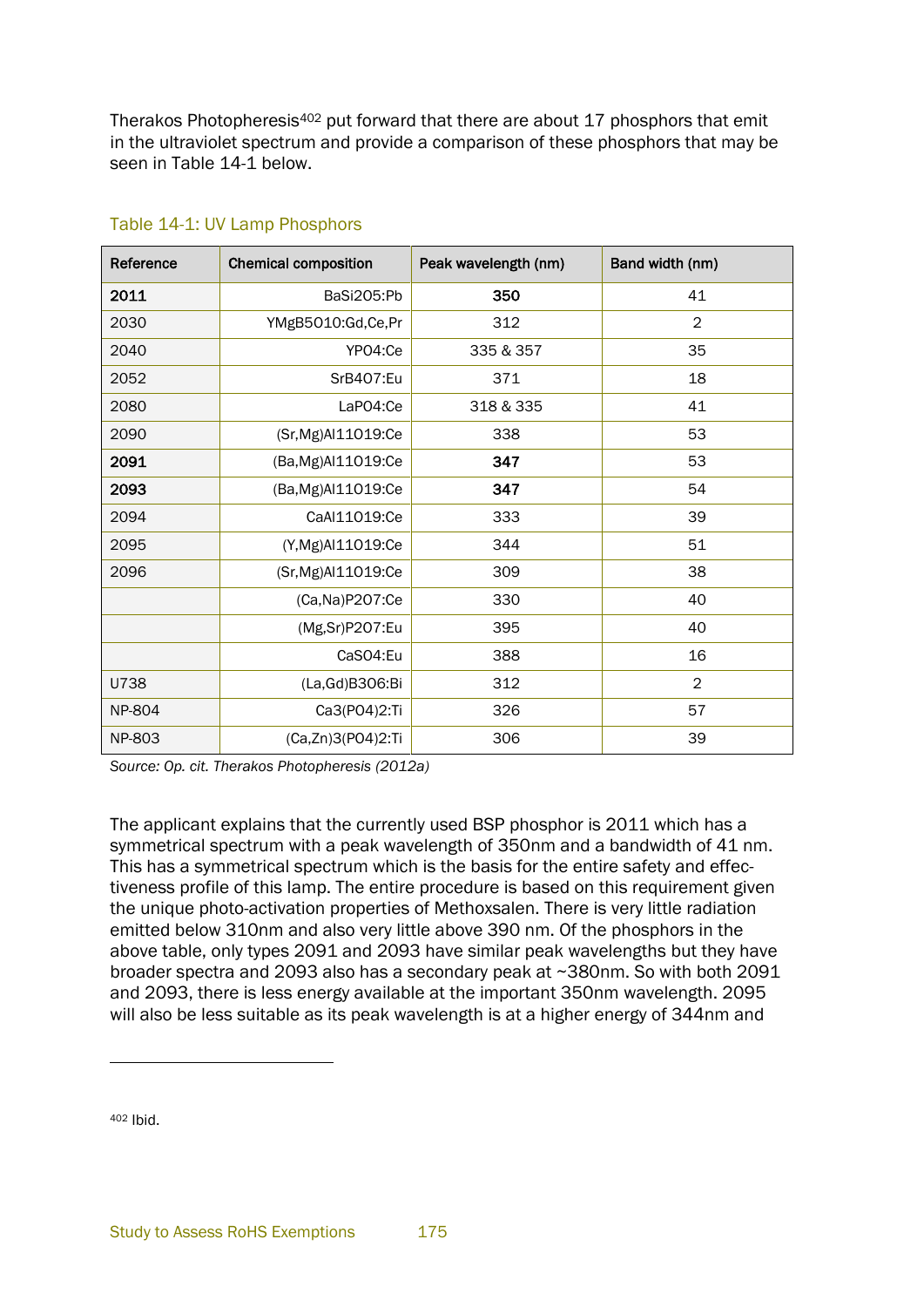Therakos Photopheresis[402] put forward that there are about 17 phosphors that emit in the ultraviolet spectrum and provide a comparison of these phosphors that may be seen in Table 14-1 below.

Table 14-1: UV Lamp Phosphors

| Reference | Chemical composition | Peak wavelength (nm) | Band width (nm) |
|---|---|---|---|
| **2011** | BaSi2O5:Pb | **350** | 41 |
| 2030 | YMgB5O10:Gd,Ce,Pr | 312 | 2 |
| 2040 | YPO4:Ce | 335 & 357 | 35 |
| 2052 | SrB4O7:Eu | 371 | 18 |
| 2080 | LaPO4:Ce | 318 & 335 | 41 |
| 2090 | (Sr,Mg)Al11O19:Ce | 338 | 53 |
| **2091** | (Ba,Mg)Al11O19:Ce | **347** | 53 |
| **2093** | (Ba,Mg)Al11O19:Ce | **347** | 54 |
| 2094 | CaAl11O19:Ce | 333 | 39 |
| 2095 | (Y,Mg)Al11O19:Ce | 344 | 51 |
| 2096 | (Sr,Mg)Al11O19:Ce | 309 | 38 |
| | (Ca,Na)P2O7:Ce | 330 | 40 |
| | (Mg,Sr)P2O7:Eu | 395 | 40 |
| | CaSO4:Eu | 388 | 16 |
| U738 | (La,Gd)B3O6:Bi | 312 | 2 |
| NP-804 | Ca3(PO4)2:Ti | 326 | 57 |
| NP-803 | (Ca,Zn)3(PO4)2:Ti | 306 | 39 |

*Source: Op. cit. Therakos Photopheresis (2012a)*

The applicant explains that the currently used BSP phosphor is 2011 which has a symmetrical spectrum with a peak wavelength of 350nm and a bandwidth of 41 nm. This has a symmetrical spectrum which is the basis for the entire safety and effectiveness profile of this lamp. The entire procedure is based on this requirement given the unique photo-activation properties of Methoxsalen. There is very little radiation emitted below 310nm and also very little above 390 nm. Of the phosphors in the above table, only types 2091 and 2093 have similar peak wavelengths but they have broader spectra and 2093 also has a secondary peak at ~380nm. So with both 2091 and 2093, there is less energy available at the important 350nm wavelength. 2095 will also be less suitable as its peak wavelength is at a higher energy of 344nm and

[402] Ibid.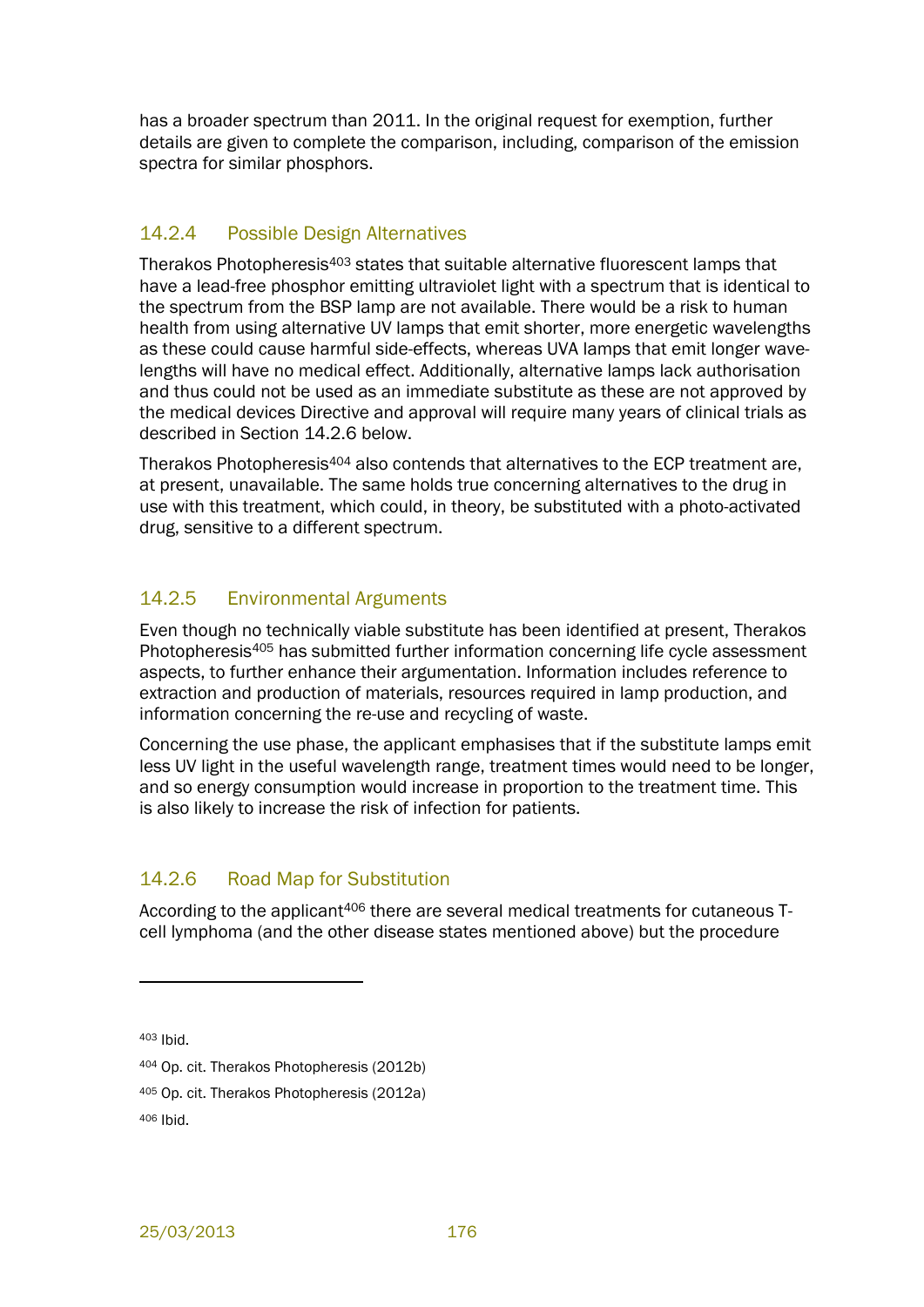has a broader spectrum than 2011. In the original request for exemption, further details are given to complete the comparison, including, comparison of the emission spectra for similar phosphors.

### 14.2.4 Possible Design Alternatives

Therakos Photopheresis[403] states that suitable alternative fluorescent lamps that have a lead-free phosphor emitting ultraviolet light with a spectrum that is identical to the spectrum from the BSP lamp are not available. There would be a risk to human health from using alternative UV lamps that emit shorter, more energetic wavelengths as these could cause harmful side-effects, whereas UVA lamps that emit longer wavelengths will have no medical effect. Additionally, alternative lamps lack authorisation and thus could not be used as an immediate substitute as these are not approved by the medical devices Directive and approval will require many years of clinical trials as described in Section 14.2.6 below.

Therakos Photopheresis[404] also contends that alternatives to the ECP treatment are, at present, unavailable. The same holds true concerning alternatives to the drug in use with this treatment, which could, in theory, be substituted with a photo-activated drug, sensitive to a different spectrum.

### 14.2.5 Environmental Arguments

Even though no technically viable substitute has been identified at present, Therakos Photopheresis[405] has submitted further information concerning life cycle assessment aspects, to further enhance their argumentation. Information includes reference to extraction and production of materials, resources required in lamp production, and information concerning the re-use and recycling of waste.

Concerning the use phase, the applicant emphasises that if the substitute lamps emit less UV light in the useful wavelength range, treatment times would need to be longer, and so energy consumption would increase in proportion to the treatment time. This is also likely to increase the risk of infection for patients.

### 14.2.6 Road Map for Substitution

According to the applicant[406] there are several medical treatments for cutaneous T-cell lymphoma (and the other disease states mentioned above) but the procedure

---

[403] Ibid.

[404] Op. cit. Therakos Photopheresis (2012b)

[405] Op. cit. Therakos Photopheresis (2012a)

[406] Ibid.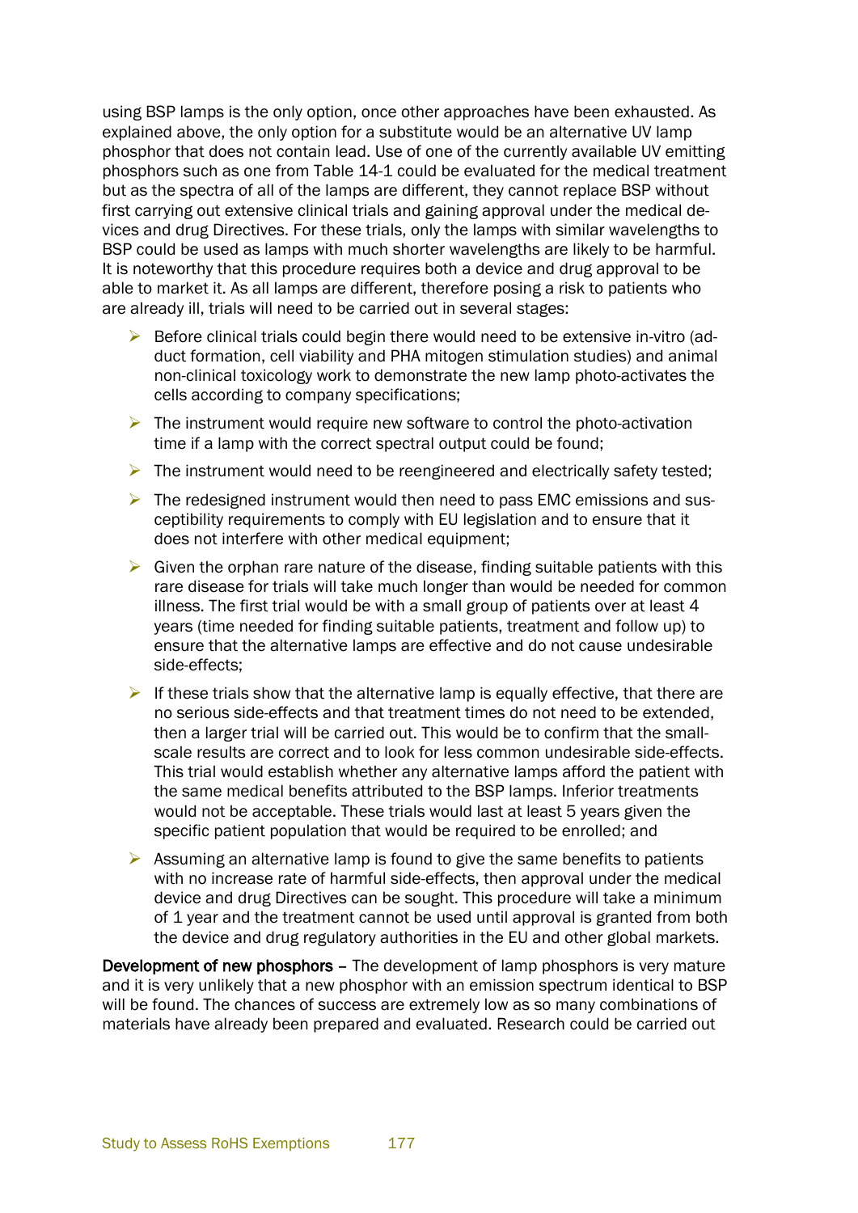using BSP lamps is the only option, once other approaches have been exhausted. As explained above, the only option for a substitute would be an alternative UV lamp phosphor that does not contain lead. Use of one of the currently available UV emitting phosphors such as one from Table 14-1 could be evaluated for the medical treatment but as the spectra of all of the lamps are different, they cannot replace BSP without first carrying out extensive clinical trials and gaining approval under the medical devices and drug Directives. For these trials, only the lamps with similar wavelengths to BSP could be used as lamps with much shorter wavelengths are likely to be harmful. It is noteworthy that this procedure requires both a device and drug approval to be able to market it. As all lamps are different, therefore posing a risk to patients who are already ill, trials will need to be carried out in several stages:

- Before clinical trials could begin there would need to be extensive in-vitro (adduct formation, cell viability and PHA mitogen stimulation studies) and animal non-clinical toxicology work to demonstrate the new lamp photo-activates the cells according to company specifications;
- The instrument would require new software to control the photo-activation time if a lamp with the correct spectral output could be found;
- The instrument would need to be reengineered and electrically safety tested;
- The redesigned instrument would then need to pass EMC emissions and susceptibility requirements to comply with EU legislation and to ensure that it does not interfere with other medical equipment;
- Given the orphan rare nature of the disease, finding suitable patients with this rare disease for trials will take much longer than would be needed for common illness. The first trial would be with a small group of patients over at least 4 years (time needed for finding suitable patients, treatment and follow up) to ensure that the alternative lamps are effective and do not cause undesirable side-effects;
- If these trials show that the alternative lamp is equally effective, that there are no serious side-effects and that treatment times do not need to be extended, then a larger trial will be carried out. This would be to confirm that the small-scale results are correct and to look for less common undesirable side-effects. This trial would establish whether any alternative lamps afford the patient with the same medical benefits attributed to the BSP lamps. Inferior treatments would not be acceptable. These trials would last at least 5 years given the specific patient population that would be required to be enrolled; and
- Assuming an alternative lamp is found to give the same benefits to patients with no increase rate of harmful side-effects, then approval under the medical device and drug Directives can be sought. This procedure will take a minimum of 1 year and the treatment cannot be used until approval is granted from both the device and drug regulatory authorities in the EU and other global markets.

**Development of new phosphors –** The development of lamp phosphors is very mature and it is very unlikely that a new phosphor with an emission spectrum identical to BSP will be found. The chances of success are extremely low as so many combinations of materials have already been prepared and evaluated. Research could be carried out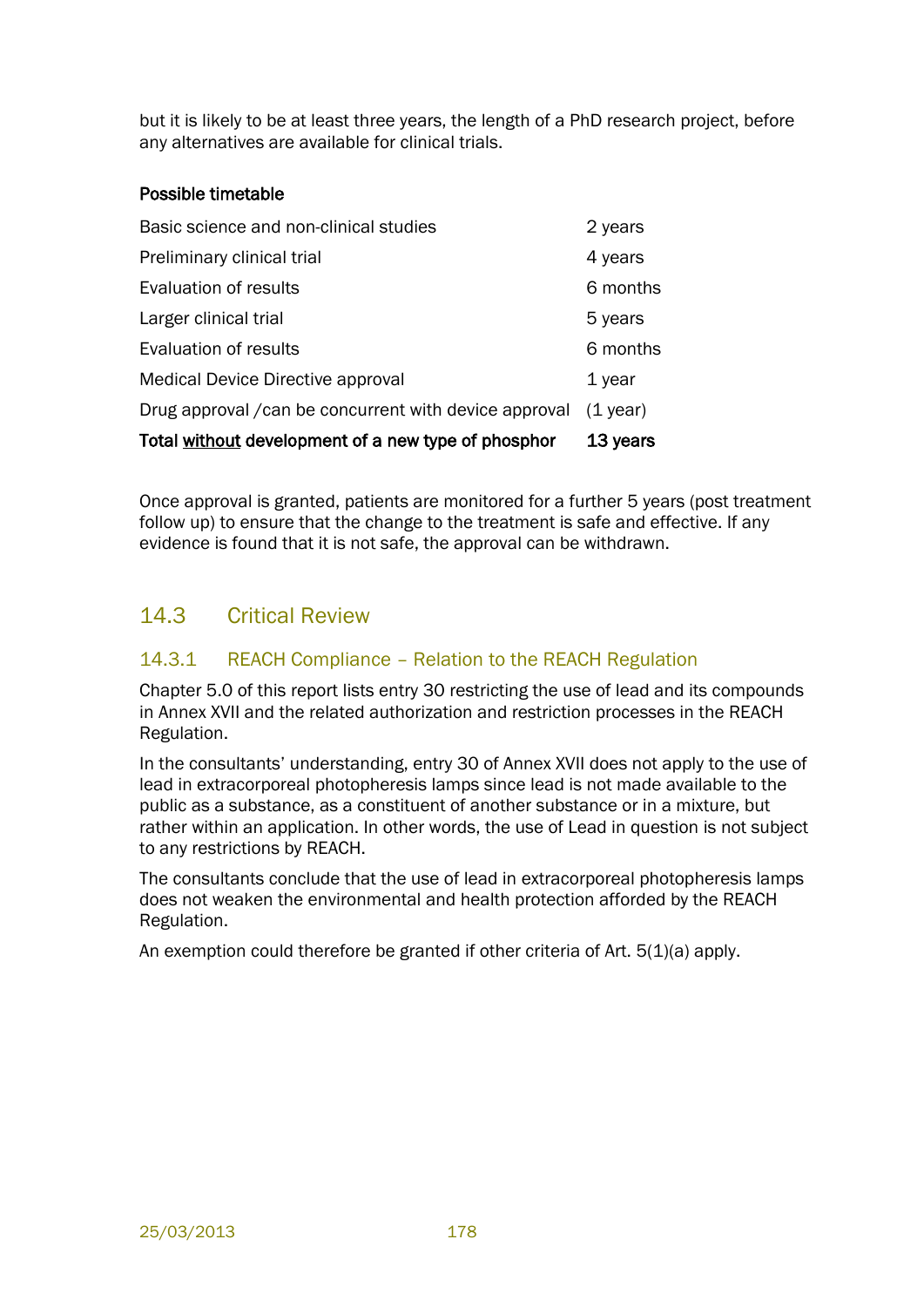but it is likely to be at least three years, the length of a PhD research project, before any alternatives are available for clinical trials.

**Possible timetable**

| | |
|---|---|
| Basic science and non-clinical studies | 2 years |
| Preliminary clinical trial | 4 years |
| Evaluation of results | 6 months |
| Larger clinical trial | 5 years |
| Evaluation of results | 6 months |
| Medical Device Directive approval | 1 year |
| Drug approval /can be concurrent with device approval | (1 year) |
| **Total <u>without</u> development of a new type of phosphor** | **13 years** |

Once approval is granted, patients are monitored for a further 5 years (post treatment follow up) to ensure that the change to the treatment is safe and effective. If any evidence is found that it is not safe, the approval can be withdrawn.

## 14.3 Critical Review

### 14.3.1 REACH Compliance – Relation to the REACH Regulation

Chapter 5.0 of this report lists entry 30 restricting the use of lead and its compounds in Annex XVII and the related authorization and restriction processes in the REACH Regulation.

In the consultants' understanding, entry 30 of Annex XVII does not apply to the use of lead in extracorporeal photopheresis lamps since lead is not made available to the public as a substance, as a constituent of another substance or in a mixture, but rather within an application. In other words, the use of Lead in question is not subject to any restrictions by REACH.

The consultants conclude that the use of lead in extracorporeal photopheresis lamps does not weaken the environmental and health protection afforded by the REACH Regulation.

An exemption could therefore be granted if other criteria of Art. 5(1)(a) apply.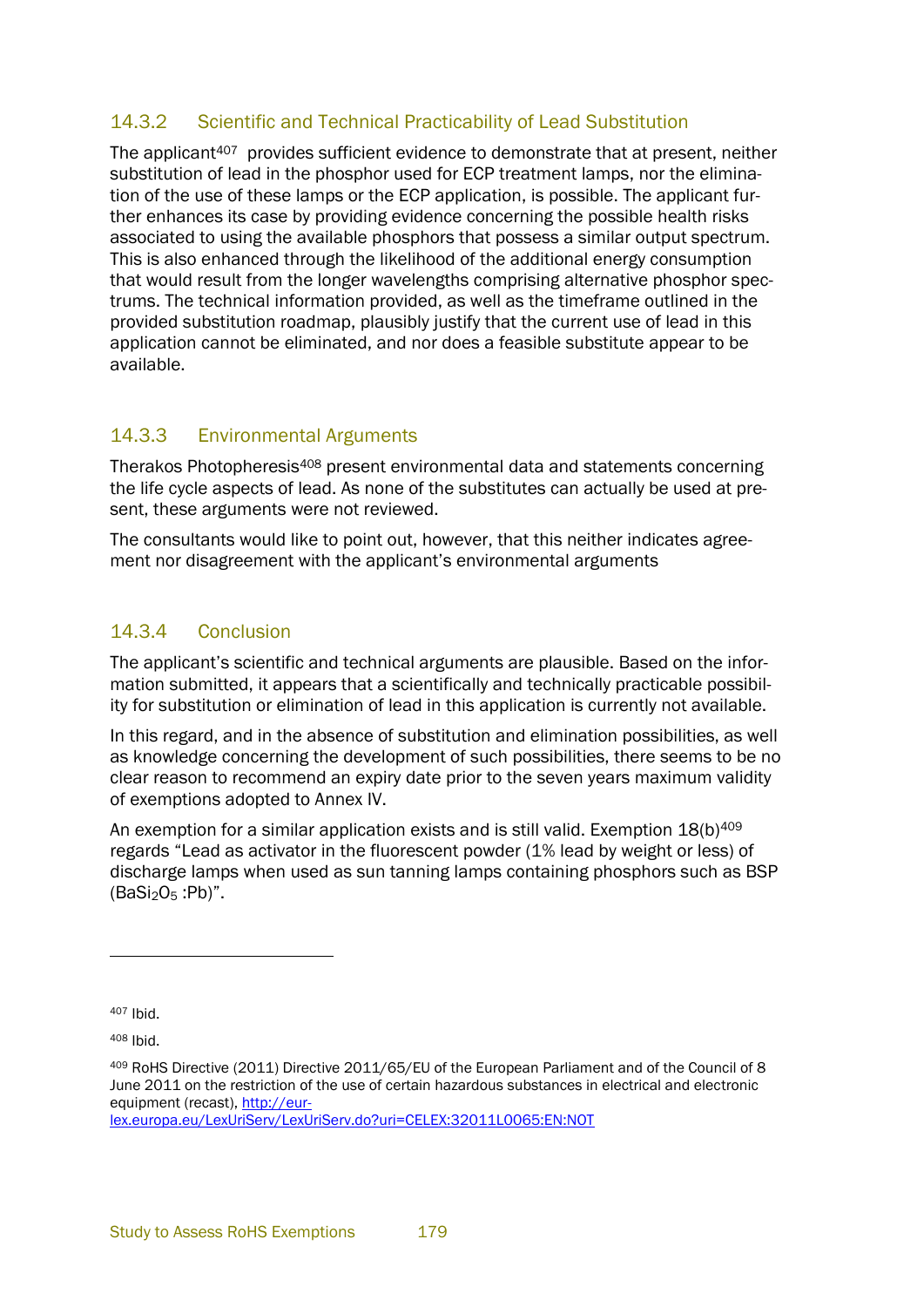### 14.3.2 Scientific and Technical Practicability of Lead Substitution

The applicant[407] provides sufficient evidence to demonstrate that at present, neither substitution of lead in the phosphor used for ECP treatment lamps, nor the elimination of the use of these lamps or the ECP application, is possible. The applicant further enhances its case by providing evidence concerning the possible health risks associated to using the available phosphors that possess a similar output spectrum. This is also enhanced through the likelihood of the additional energy consumption that would result from the longer wavelengths comprising alternative phosphor spectrums. The technical information provided, as well as the timeframe outlined in the provided substitution roadmap, plausibly justify that the current use of lead in this application cannot be eliminated, and nor does a feasible substitute appear to be available.

### 14.3.3 Environmental Arguments

Therakos Photopheresis[408] present environmental data and statements concerning the life cycle aspects of lead. As none of the substitutes can actually be used at present, these arguments were not reviewed.

The consultants would like to point out, however, that this neither indicates agreement nor disagreement with the applicant's environmental arguments

### 14.3.4 Conclusion

The applicant's scientific and technical arguments are plausible. Based on the information submitted, it appears that a scientifically and technically practicable possibility for substitution or elimination of lead in this application is currently not available.

In this regard, and in the absence of substitution and elimination possibilities, as well as knowledge concerning the development of such possibilities, there seems to be no clear reason to recommend an expiry date prior to the seven years maximum validity of exemptions adopted to Annex IV.

An exemption for a similar application exists and is still valid. Exemption 18(b)[409] regards "Lead as activator in the fluorescent powder (1% lead by weight or less) of discharge lamps when used as sun tanning lamps containing phosphors such as BSP ($BaSi_2O_5$ :Pb)".

---

[407] Ibid.

[408] Ibid.

[409] RoHS Directive (2011) Directive 2011/65/EU of the European Parliament and of the Council of 8 June 2011 on the restriction of the use of certain hazardous substances in electrical and electronic equipment (recast), http://eur-lex.europa.eu/LexUriServ/LexUriServ.do?uri=CELEX:32011L0065:EN:NOT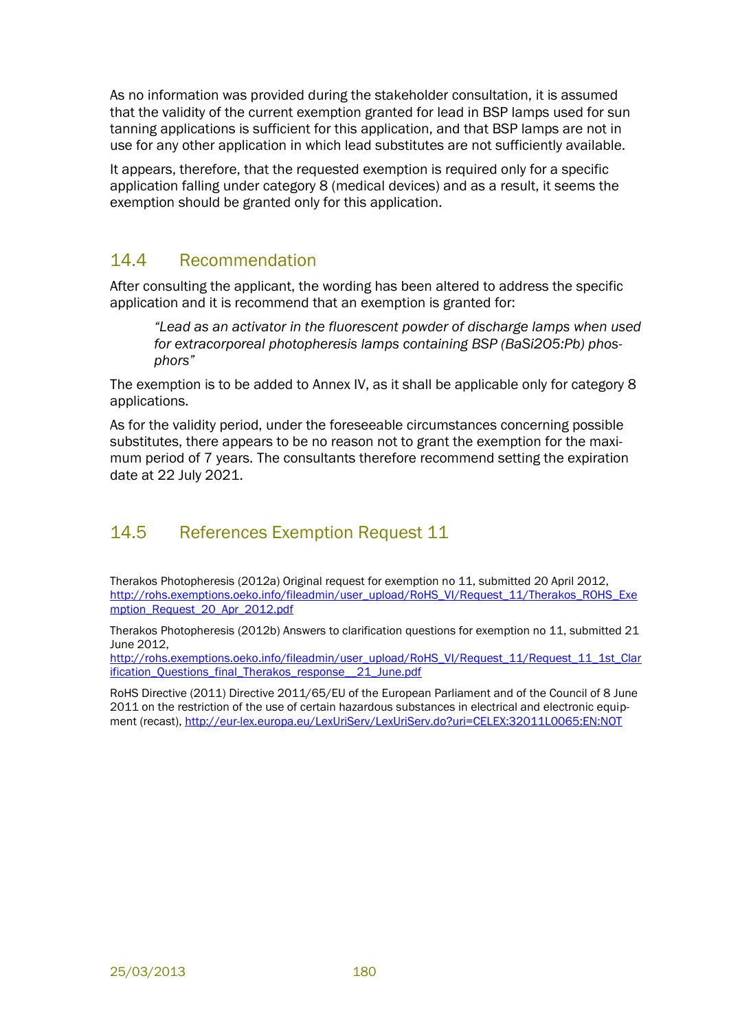As no information was provided during the stakeholder consultation, it is assumed that the validity of the current exemption granted for lead in BSP lamps used for sun tanning applications is sufficient for this application, and that BSP lamps are not in use for any other application in which lead substitutes are not sufficiently available.

It appears, therefore, that the requested exemption is required only for a specific application falling under category 8 (medical devices) and as a result, it seems the exemption should be granted only for this application.

## 14.4 Recommendation

After consulting the applicant, the wording has been altered to address the specific application and it is recommend that an exemption is granted for:

> *"Lead as an activator in the fluorescent powder of discharge lamps when used for extracorporeal photopheresis lamps containing BSP ($BaSi_2O_5$:Pb) phosphors"*

The exemption is to be added to Annex IV, as it shall be applicable only for category 8 applications.

As for the validity period, under the foreseeable circumstances concerning possible substitutes, there appears to be no reason not to grant the exemption for the maximum period of 7 years. The consultants therefore recommend setting the expiration date at 22 July 2021.

## 14.5 References Exemption Request 11

Therakos Photopheresis (2012a) Original request for exemption no 11, submitted 20 April 2012, http://rohs.exemptions.oeko.info/fileadmin/user_upload/RoHS_VI/Request_11/Therakos_ROHS_Exemption_Request_20_Apr_2012.pdf

Therakos Photopheresis (2012b) Answers to clarification questions for exemption no 11, submitted 21 June 2012, http://rohs.exemptions.oeko.info/fileadmin/user_upload/RoHS_VI/Request_11/Request_11_1st_Clarification_Questions_final_Therakos_response__21_June.pdf

RoHS Directive (2011) Directive 2011/65/EU of the European Parliament and of the Council of 8 June 2011 on the restriction of the use of certain hazardous substances in electrical and electronic equipment (recast), http://eur-lex.europa.eu/LexUriServ/LexUriServ.do?uri=CELEX:32011L0065:EN:NOT

25/03/2013